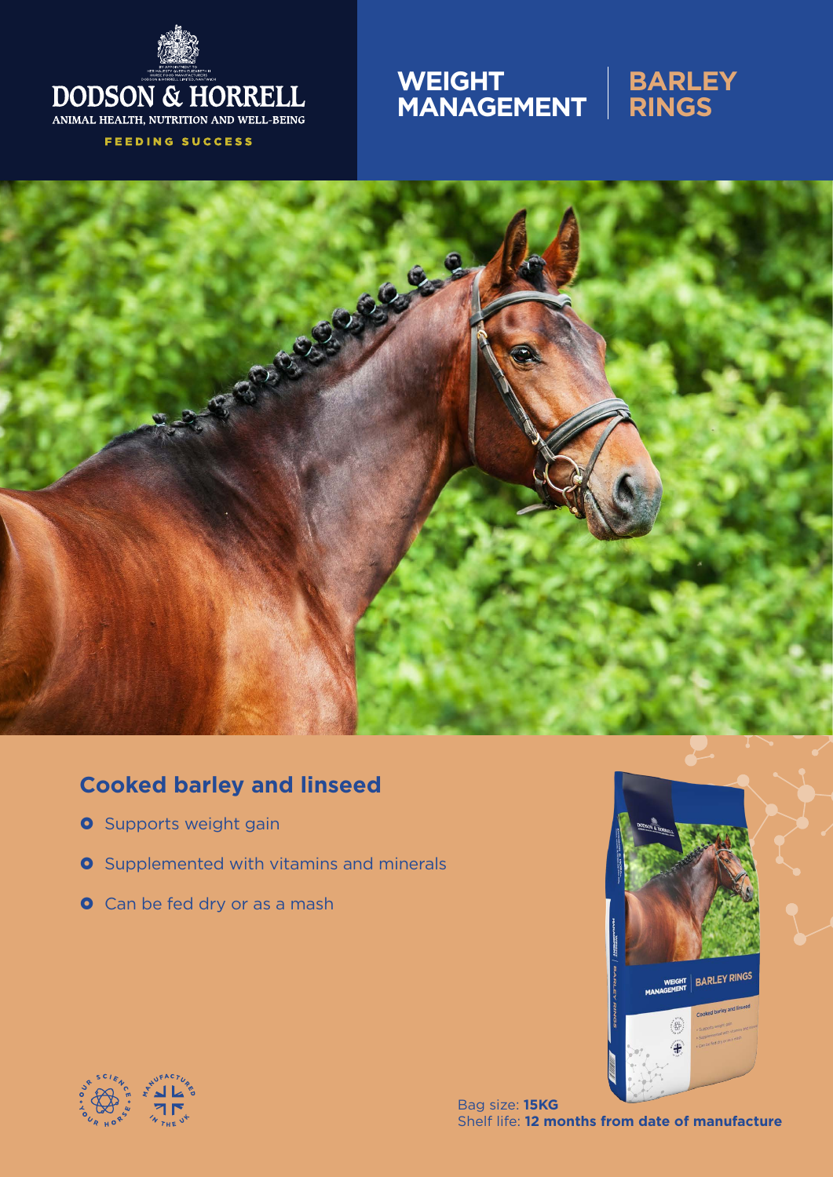DODSON & HORRELL

ANIMAL HEALTH, NUTRITION AND WELL-BEING

FEEDING SUCCESS

# WEIGHT MANAGEMENT | BARLEY RINGS

## Cooked barley and linseed

- Supports weight gain
- Supplemented with vitamins and minerals
- Can be fed dry or as a mash

Bag size: **15KG**

Shelf life: **12 months from date of manufacture**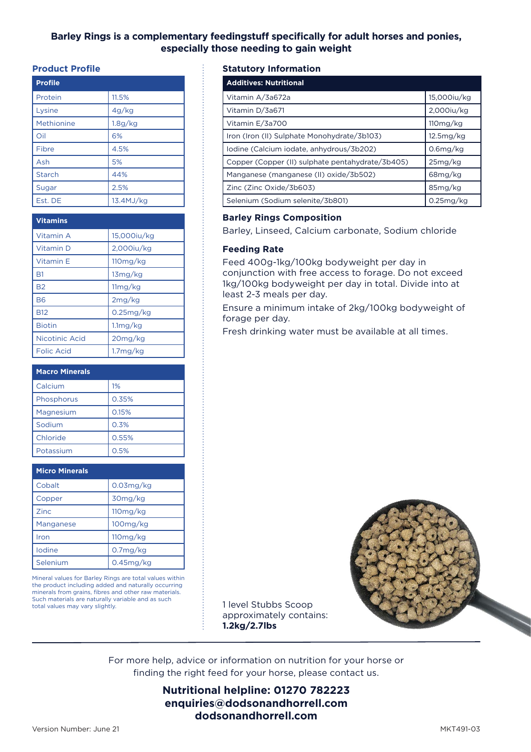**Barley Rings is a complementary feedingstuff specifically for adult horses and ponies, especially those needing to gain weight**

## Product Profile

| Profile | |
|---|---|
| Protein | 11.5% |
| Lysine | 4g/kg |
| Methionine | 1.8g/kg |
| Oil | 6% |
| Fibre | 4.5% |
| Ash | 5% |
| Starch | 44% |
| Sugar | 2.5% |
| Est. DE | 13.4MJ/kg |

| Vitamins | |
|---|---|
| Vitamin A | 15,000iu/kg |
| Vitamin D | 2,000iu/kg |
| Vitamin E | 110mg/kg |
| B1 | 13mg/kg |
| B2 | 11mg/kg |
| B6 | 2mg/kg |
| B12 | 0.25mg/kg |
| Biotin | 1.1mg/kg |
| Nicotinic Acid | 20mg/kg |
| Folic Acid | 1.7mg/kg |

| Macro Minerals | |
|---|---|
| Calcium | 1% |
| Phosphorus | 0.35% |
| Magnesium | 0.15% |
| Sodium | 0.3% |
| Chloride | 0.55% |
| Potassium | 0.5% |

| Micro Minerals | |
|---|---|
| Cobalt | 0.03mg/kg |
| Copper | 30mg/kg |
| Zinc | 110mg/kg |
| Manganese | 100mg/kg |
| Iron | 110mg/kg |
| Iodine | 0.7mg/kg |
| Selenium | 0.45mg/kg |

Mineral values for Barley Rings are total values within the product including added and naturally occurring minerals from grains, fibres and other raw materials. Such materials are naturally variable and as such total values may vary slightly.

## Statutory Information

| Additives: Nutritional | |
|---|---|
| Vitamin A/3a672a | 15,000iu/kg |
| Vitamin D/3a671 | 2,000iu/kg |
| Vitamin E/3a700 | 110mg/kg |
| Iron (Iron (II) Sulphate Monohydrate/3b103) | 12.5mg/kg |
| Iodine (Calcium iodate, anhydrous/3b202) | 0.6mg/kg |
| Copper (Copper (II) sulphate pentahydrate/3b405) | 25mg/kg |
| Manganese (manganese (II) oxide/3b502) | 68mg/kg |
| Zinc (Zinc Oxide/3b603) | 85mg/kg |
| Selenium (Sodium selenite/3b801) | 0.25mg/kg |

### Barley Rings Composition

Barley, Linseed, Calcium carbonate, Sodium chloride

### Feeding Rate

Feed 400g-1kg/100kg bodyweight per day in conjunction with free access to forage. Do not exceed 1kg/100kg bodyweight per day in total. Divide into at least 2-3 meals per day.

Ensure a minimum intake of 2kg/100kg bodyweight of forage per day.

Fresh drinking water must be available at all times.

1 level Stubbs Scoop approximately contains: **1.2kg/2.7lbs**

For more help, advice or information on nutrition for your horse or finding the right feed for your horse, please contact us.

**Nutritional helpline: 01270 782223**
**enquiries@dodsonandhorrell.com**
**dodsonandhorrell.com**

Version Number: June 21

MKT491-03